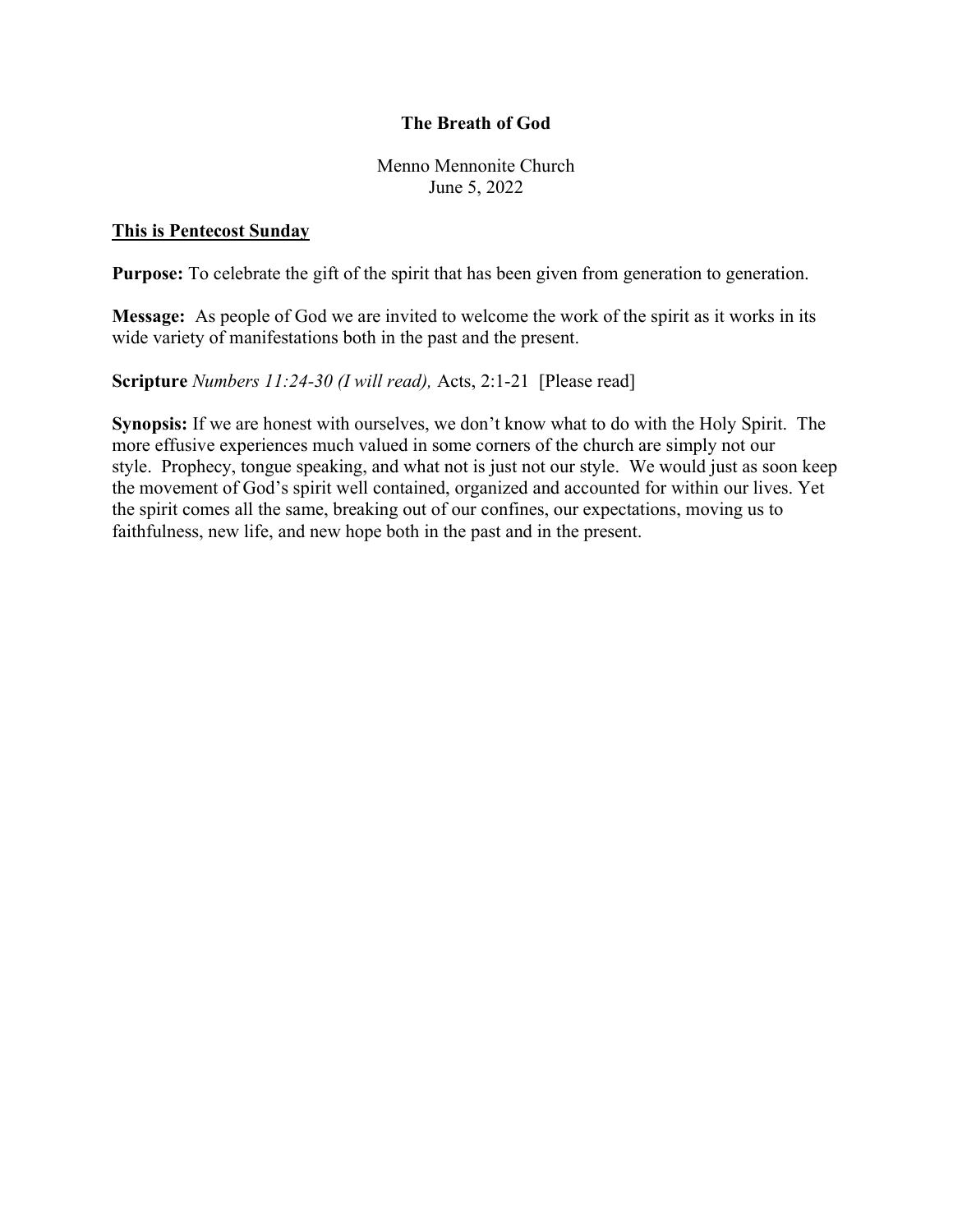# The Breath of God

Menno Mennonite Church
June 5, 2022

**This is Pentecost Sunday**

**Purpose:** To celebrate the gift of the spirit that has been given from generation to generation.

**Message:** As people of God we are invited to welcome the work of the spirit as it works in its wide variety of manifestations both in the past and the present.

**Scripture** *Numbers 11:24-30 (I will read),* Acts, 2:1-21 [Please read]

**Synopsis:** If we are honest with ourselves, we don't know what to do with the Holy Spirit. The more effusive experiences much valued in some corners of the church are simply not our style. Prophecy, tongue speaking, and what not is just not our style. We would just as soon keep the movement of God's spirit well contained, organized and accounted for within our lives. Yet the spirit comes all the same, breaking out of our confines, our expectations, moving us to faithfulness, new life, and new hope both in the past and in the present.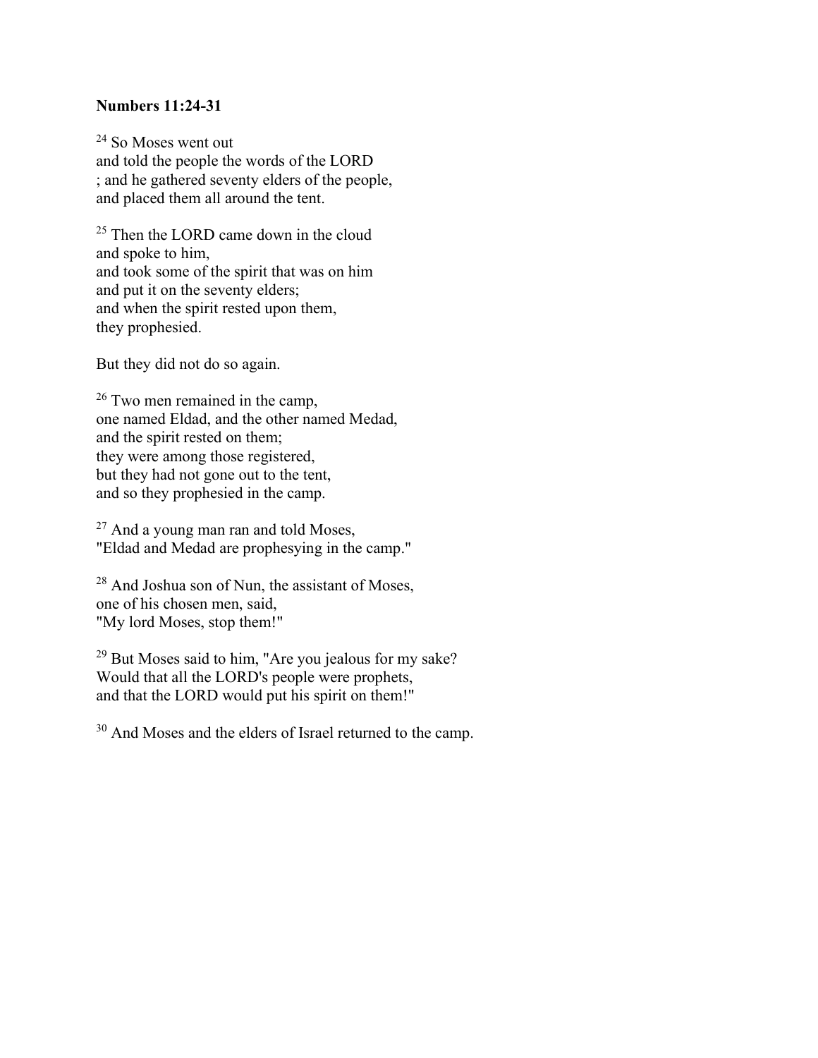**Numbers 11:24-31**

[24] So Moses went out  
and told the people the words of the LORD  
; and he gathered seventy elders of the people,  
and placed them all around the tent.

[25] Then the LORD came down in the cloud  
and spoke to him,  
and took some of the spirit that was on him  
and put it on the seventy elders;  
and when the spirit rested upon them,  
they prophesied.

But they did not do so again.

[26] Two men remained in the camp,  
one named Eldad, and the other named Medad,  
and the spirit rested on them;  
they were among those registered,  
but they had not gone out to the tent,  
and so they prophesied in the camp.

[27] And a young man ran and told Moses,  
"Eldad and Medad are prophesying in the camp."

[28] And Joshua son of Nun, the assistant of Moses,  
one of his chosen men, said,  
"My lord Moses, stop them!"

[29] But Moses said to him, "Are you jealous for my sake?  
Would that all the LORD's people were prophets,  
and that the LORD would put his spirit on them!"

[30] And Moses and the elders of Israel returned to the camp.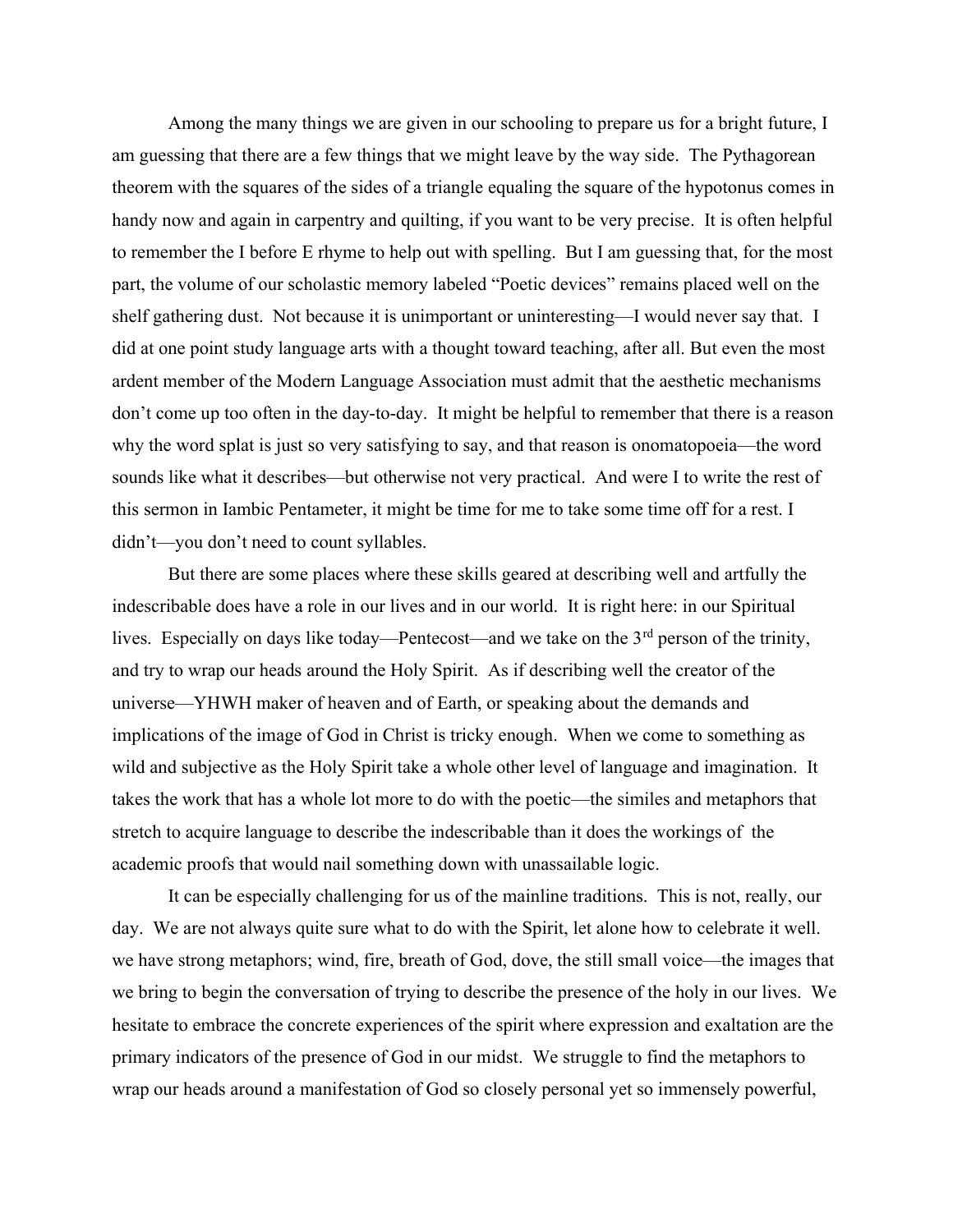Among the many things we are given in our schooling to prepare us for a bright future, I am guessing that there are a few things that we might leave by the way side. The Pythagorean theorem with the squares of the sides of a triangle equaling the square of the hypotonus comes in handy now and again in carpentry and quilting, if you want to be very precise. It is often helpful to remember the I before E rhyme to help out with spelling. But I am guessing that, for the most part, the volume of our scholastic memory labeled "Poetic devices" remains placed well on the shelf gathering dust. Not because it is unimportant or uninteresting—I would never say that. I did at one point study language arts with a thought toward teaching, after all. But even the most ardent member of the Modern Language Association must admit that the aesthetic mechanisms don't come up too often in the day-to-day. It might be helpful to remember that there is a reason why the word splat is just so very satisfying to say, and that reason is onomatopoeia—the word sounds like what it describes—but otherwise not very practical. And were I to write the rest of this sermon in Iambic Pentameter, it might be time for me to take some time off for a rest. I didn't—you don't need to count syllables.

But there are some places where these skills geared at describing well and artfully the indescribable does have a role in our lives and in our world. It is right here: in our Spiritual lives. Especially on days like today—Pentecost—and we take on the 3rd person of the trinity, and try to wrap our heads around the Holy Spirit. As if describing well the creator of the universe—YHWH maker of heaven and of Earth, or speaking about the demands and implications of the image of God in Christ is tricky enough. When we come to something as wild and subjective as the Holy Spirit take a whole other level of language and imagination. It takes the work that has a whole lot more to do with the poetic—the similes and metaphors that stretch to acquire language to describe the indescribable than it does the workings of the academic proofs that would nail something down with unassailable logic.

It can be especially challenging for us of the mainline traditions. This is not, really, our day. We are not always quite sure what to do with the Spirit, let alone how to celebrate it well. we have strong metaphors; wind, fire, breath of God, dove, the still small voice—the images that we bring to begin the conversation of trying to describe the presence of the holy in our lives. We hesitate to embrace the concrete experiences of the spirit where expression and exaltation are the primary indicators of the presence of God in our midst. We struggle to find the metaphors to wrap our heads around a manifestation of God so closely personal yet so immensely powerful,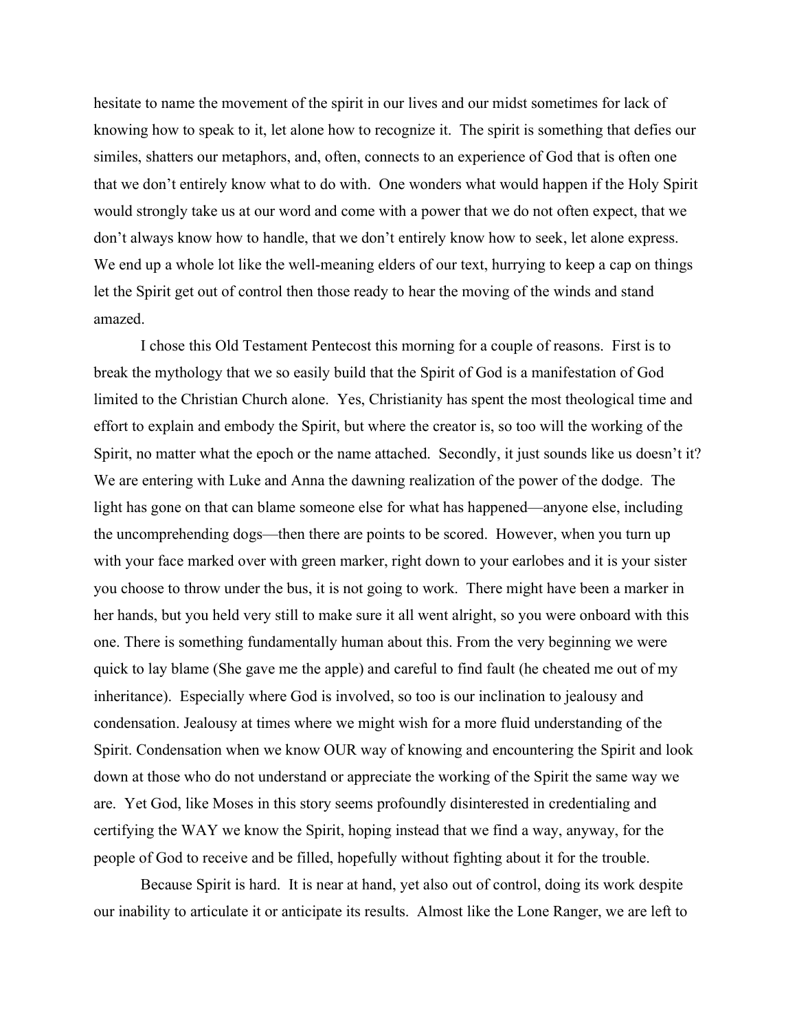hesitate to name the movement of the spirit in our lives and our midst sometimes for lack of knowing how to speak to it, let alone how to recognize it. The spirit is something that defies our similes, shatters our metaphors, and, often, connects to an experience of God that is often one that we don't entirely know what to do with. One wonders what would happen if the Holy Spirit would strongly take us at our word and come with a power that we do not often expect, that we don't always know how to handle, that we don't entirely know how to seek, let alone express. We end up a whole lot like the well-meaning elders of our text, hurrying to keep a cap on things let the Spirit get out of control then those ready to hear the moving of the winds and stand amazed.

I chose this Old Testament Pentecost this morning for a couple of reasons. First is to break the mythology that we so easily build that the Spirit of God is a manifestation of God limited to the Christian Church alone. Yes, Christianity has spent the most theological time and effort to explain and embody the Spirit, but where the creator is, so too will the working of the Spirit, no matter what the epoch or the name attached. Secondly, it just sounds like us doesn't it? We are entering with Luke and Anna the dawning realization of the power of the dodge. The light has gone on that can blame someone else for what has happened—anyone else, including the uncomprehending dogs—then there are points to be scored. However, when you turn up with your face marked over with green marker, right down to your earlobes and it is your sister you choose to throw under the bus, it is not going to work. There might have been a marker in her hands, but you held very still to make sure it all went alright, so you were onboard with this one. There is something fundamentally human about this. From the very beginning we were quick to lay blame (She gave me the apple) and careful to find fault (he cheated me out of my inheritance). Especially where God is involved, so too is our inclination to jealousy and condensation. Jealousy at times where we might wish for a more fluid understanding of the Spirit. Condensation when we know OUR way of knowing and encountering the Spirit and look down at those who do not understand or appreciate the working of the Spirit the same way we are. Yet God, like Moses in this story seems profoundly disinterested in credentialing and certifying the WAY we know the Spirit, hoping instead that we find a way, anyway, for the people of God to receive and be filled, hopefully without fighting about it for the trouble.

Because Spirit is hard. It is near at hand, yet also out of control, doing its work despite our inability to articulate it or anticipate its results. Almost like the Lone Ranger, we are left to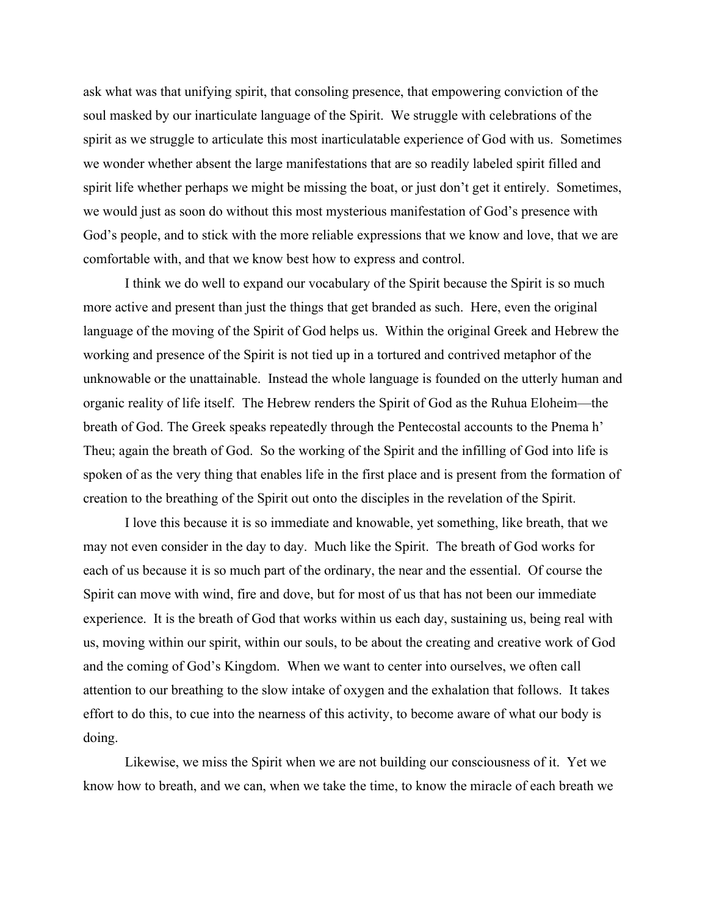ask what was that unifying spirit, that consoling presence, that empowering conviction of the soul masked by our inarticulate language of the Spirit. We struggle with celebrations of the spirit as we struggle to articulate this most inarticulatable experience of God with us. Sometimes we wonder whether absent the large manifestations that are so readily labeled spirit filled and spirit life whether perhaps we might be missing the boat, or just don't get it entirely. Sometimes, we would just as soon do without this most mysterious manifestation of God's presence with God's people, and to stick with the more reliable expressions that we know and love, that we are comfortable with, and that we know best how to express and control.

I think we do well to expand our vocabulary of the Spirit because the Spirit is so much more active and present than just the things that get branded as such. Here, even the original language of the moving of the Spirit of God helps us. Within the original Greek and Hebrew the working and presence of the Spirit is not tied up in a tortured and contrived metaphor of the unknowable or the unattainable. Instead the whole language is founded on the utterly human and organic reality of life itself. The Hebrew renders the Spirit of God as the Ruhua Eloheim—the breath of God. The Greek speaks repeatedly through the Pentecostal accounts to the Pnema h' Theu; again the breath of God. So the working of the Spirit and the infilling of God into life is spoken of as the very thing that enables life in the first place and is present from the formation of creation to the breathing of the Spirit out onto the disciples in the revelation of the Spirit.

I love this because it is so immediate and knowable, yet something, like breath, that we may not even consider in the day to day. Much like the Spirit. The breath of God works for each of us because it is so much part of the ordinary, the near and the essential. Of course the Spirit can move with wind, fire and dove, but for most of us that has not been our immediate experience. It is the breath of God that works within us each day, sustaining us, being real with us, moving within our spirit, within our souls, to be about the creating and creative work of God and the coming of God's Kingdom. When we want to center into ourselves, we often call attention to our breathing to the slow intake of oxygen and the exhalation that follows. It takes effort to do this, to cue into the nearness of this activity, to become aware of what our body is doing.

Likewise, we miss the Spirit when we are not building our consciousness of it. Yet we know how to breath, and we can, when we take the time, to know the miracle of each breath we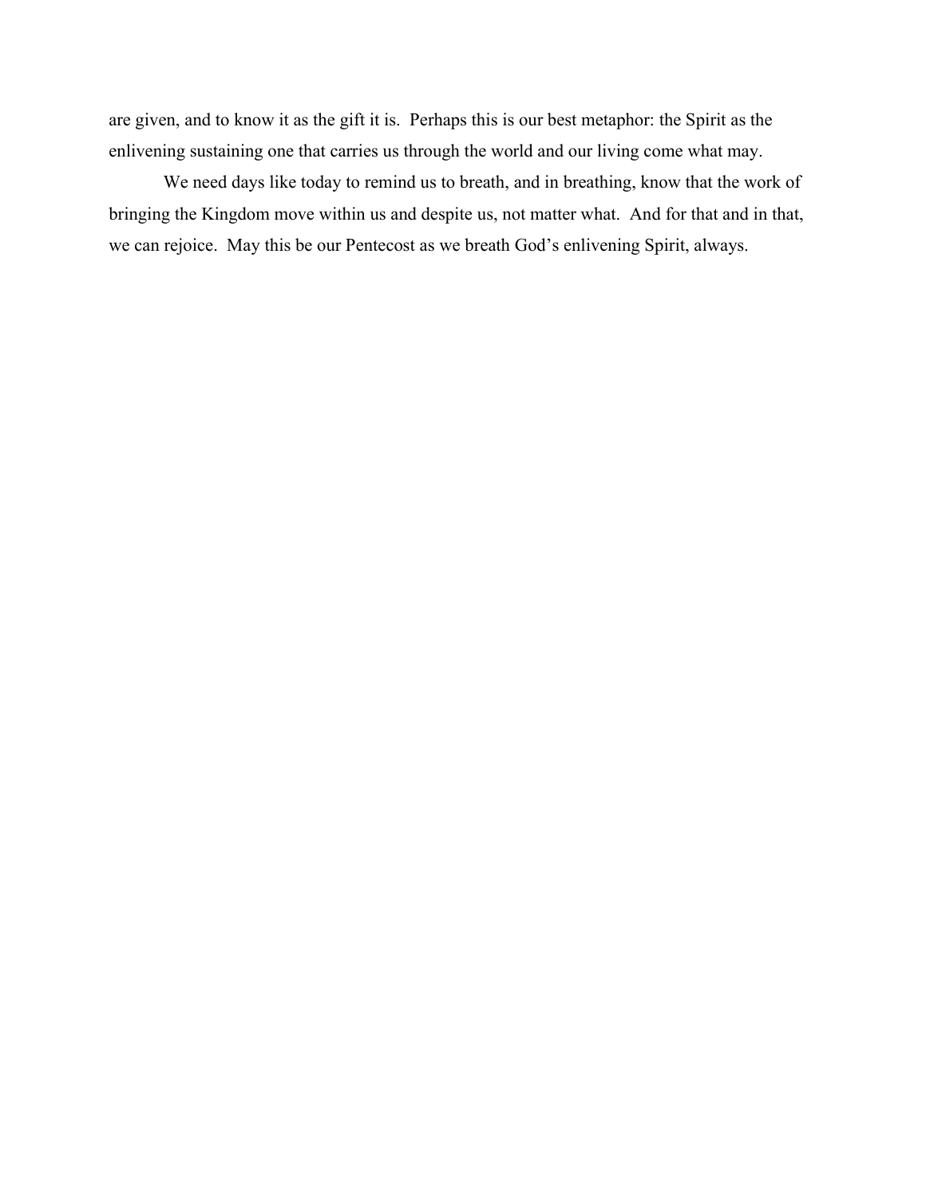are given, and to know it as the gift it is. Perhaps this is our best metaphor: the Spirit as the enlivening sustaining one that carries us through the world and our living come what may.

We need days like today to remind us to breath, and in breathing, know that the work of bringing the Kingdom move within us and despite us, not matter what. And for that and in that, we can rejoice. May this be our Pentecost as we breath God's enlivening Spirit, always.